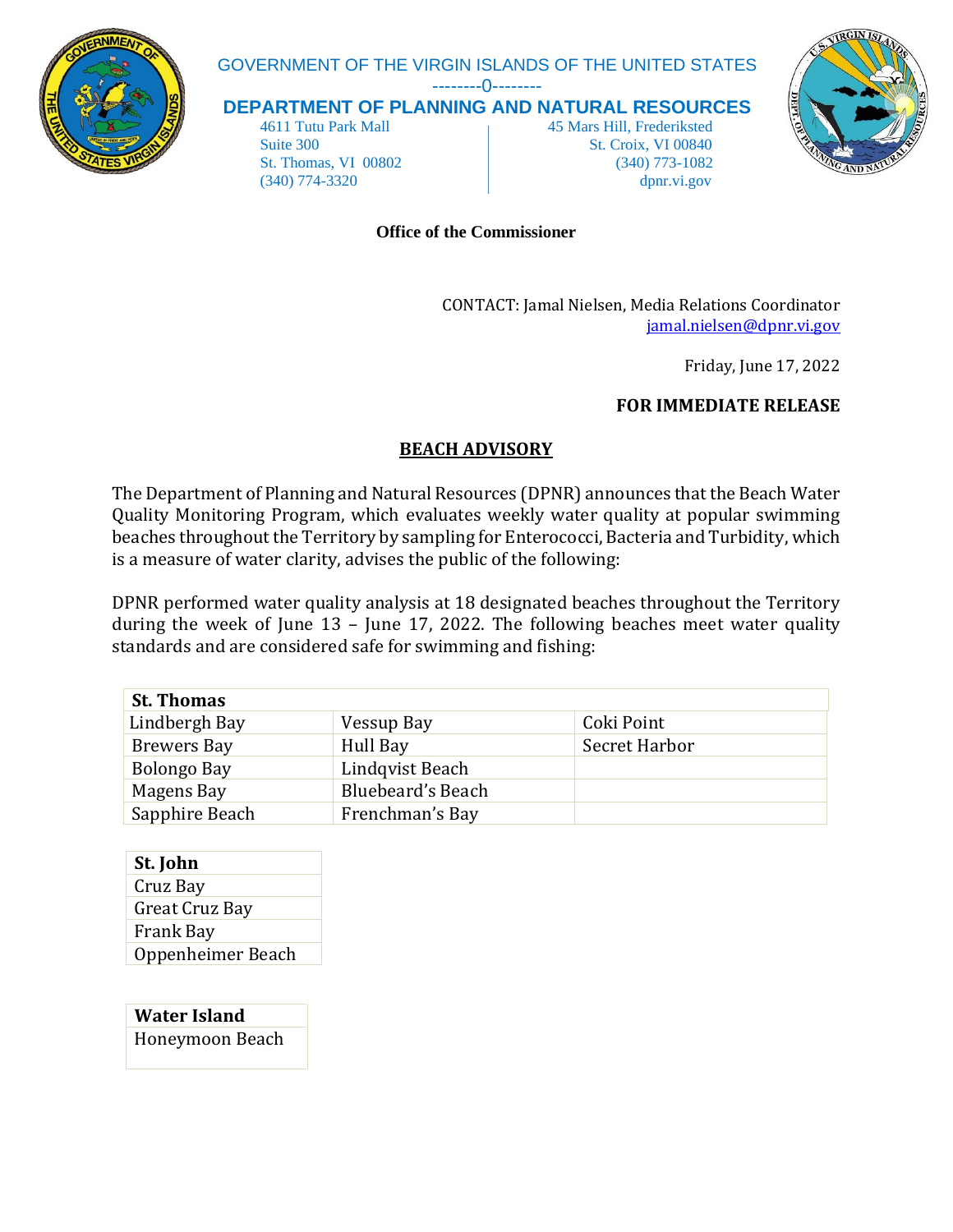GOVERNMENT OF THE VIRGIN ISLANDS OF THE UNITED STATES

--------0--------

**DEPARTMENT OF PLANNING AND NATURAL RESOURCES**

4611 Tutu Park Mall
Suite 300
St. Thomas, VI 00802
(340) 774-3320

45 Mars Hill, Frederiksted
St. Croix, VI 00840
(340) 773-1082
dpnr.vi.gov

**Office of the Commissioner**

CONTACT: Jamal Nielsen, Media Relations Coordinator
jamal.nielsen@dpnr.vi.gov

Friday, June 17, 2022

**FOR IMMEDIATE RELEASE**

## BEACH ADVISORY

The Department of Planning and Natural Resources (DPNR) announces that the Beach Water Quality Monitoring Program, which evaluates weekly water quality at popular swimming beaches throughout the Territory by sampling for Enterococci, Bacteria and Turbidity, which is a measure of water clarity, advises the public of the following:

DPNR performed water quality analysis at 18 designated beaches throughout the Territory during the week of June 13 – June 17, 2022. The following beaches meet water quality standards and are considered safe for swimming and fishing:

| **St. Thomas** | | |
|---|---|---|
| Lindbergh Bay | Vessup Bay | Coki Point |
| Brewers Bay | Hull Bay | Secret Harbor |
| Bolongo Bay | Lindqvist Beach | |
| Magens Bay | Bluebeard's Beach | |
| Sapphire Beach | Frenchman's Bay | |

| **St. John** |
|---|
| Cruz Bay |
| Great Cruz Bay |
| Frank Bay |
| Oppenheimer Beach |

| **Water Island** |
|---|
| Honeymoon Beach |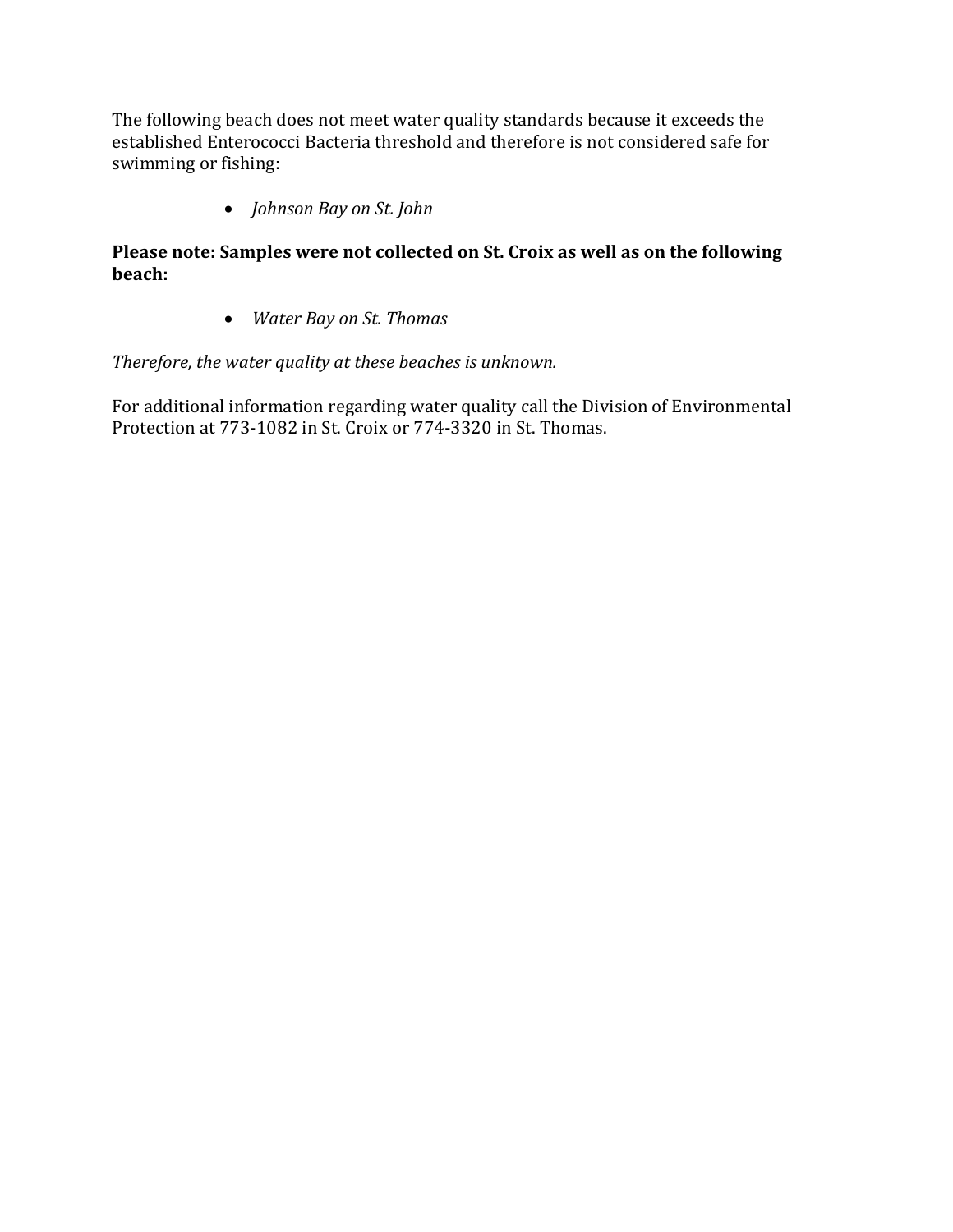The following beach does not meet water quality standards because it exceeds the established Enterococci Bacteria threshold and therefore is not considered safe for swimming or fishing:

- *Johnson Bay on St. John*

**Please note: Samples were not collected on St. Croix as well as on the following beach:**

- *Water Bay on St. Thomas*

*Therefore, the water quality at these beaches is unknown.*

For additional information regarding water quality call the Division of Environmental Protection at 773-1082 in St. Croix or 774-3320 in St. Thomas.